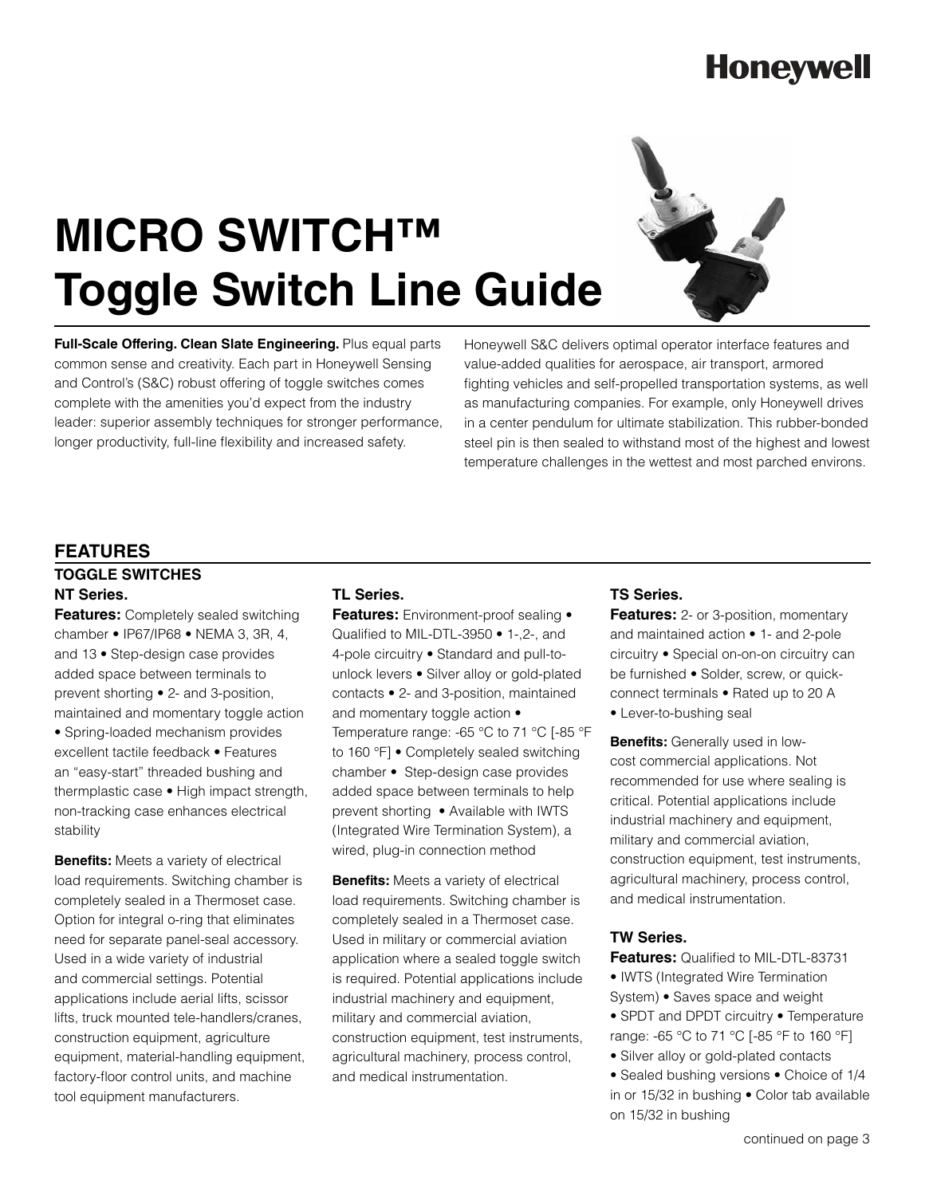Honeywell

# MICRO SWITCH™ Toggle Switch Line Guide

**Full-Scale Offering. Clean Slate Engineering.** Plus equal parts common sense and creativity. Each part in Honeywell Sensing and Control's (S&C) robust offering of toggle switches comes complete with the amenities you'd expect from the industry leader: superior assembly techniques for stronger performance, longer productivity, full-line flexibility and increased safety.

Honeywell S&C delivers optimal operator interface features and value-added qualities for aerospace, air transport, armored fighting vehicles and self-propelled transportation systems, as well as manufacturing companies. For example, only Honeywell drives in a center pendulum for ultimate stabilization. This rubber-bonded steel pin is then sealed to withstand most of the highest and lowest temperature challenges in the wettest and most parched environs.

## FEATURES

### TOGGLE SWITCHES

#### NT Series.

**Features:** Completely sealed switching chamber • IP67/IP68 • NEMA 3, 3R, 4, and 13 • Step-design case provides added space between terminals to prevent shorting • 2- and 3-position, maintained and momentary toggle action • Spring-loaded mechanism provides excellent tactile feedback • Features an "easy-start" threaded bushing and thermplastic case • High impact strength, non-tracking case enhances electrical stability

**Benefits:** Meets a variety of electrical load requirements. Switching chamber is completely sealed in a Thermoset case. Option for integral o-ring that eliminates need for separate panel-seal accessory. Used in a wide variety of industrial and commercial settings. Potential applications include aerial lifts, scissor lifts, truck mounted tele-handlers/cranes, construction equipment, agriculture equipment, material-handling equipment, factory-floor control units, and machine tool equipment manufacturers.

#### TL Series.

**Features:** Environment-proof sealing • Qualified to MIL-DTL-3950 • 1-,2-, and 4-pole circuitry • Standard and pull-to-unlock levers • Silver alloy or gold-plated contacts • 2- and 3-position, maintained and momentary toggle action • Temperature range: -65 °C to 71 °C [-85 °F to 160 °F] • Completely sealed switching chamber • Step-design case provides added space between terminals to help prevent shorting • Available with IWTS (Integrated Wire Termination System), a wired, plug-in connection method

**Benefits:** Meets a variety of electrical load requirements. Switching chamber is completely sealed in a Thermoset case. Used in military or commercial aviation application where a sealed toggle switch is required. Potential applications include industrial machinery and equipment, military and commercial aviation, construction equipment, test instruments, agricultural machinery, process control, and medical instrumentation.

#### TS Series.

**Features:** 2- or 3-position, momentary and maintained action • 1- and 2-pole circuitry • Special on-on-on circuitry can be furnished • Solder, screw, or quick-connect terminals • Rated up to 20 A • Lever-to-bushing seal

**Benefits:** Generally used in low-cost commercial applications. Not recommended for use where sealing is critical. Potential applications include industrial machinery and equipment, military and commercial aviation, construction equipment, test instruments, agricultural machinery, process control, and medical instrumentation.

#### TW Series.

**Features:** Qualified to MIL-DTL-83731 • IWTS (Integrated Wire Termination System) • Saves space and weight • SPDT and DPDT circuitry • Temperature range: -65 °C to 71 °C [-85 °F to 160 °F] • Silver alloy or gold-plated contacts • Sealed bushing versions • Choice of 1/4 in or 15/32 in bushing • Color tab available on 15/32 in bushing

continued on page 3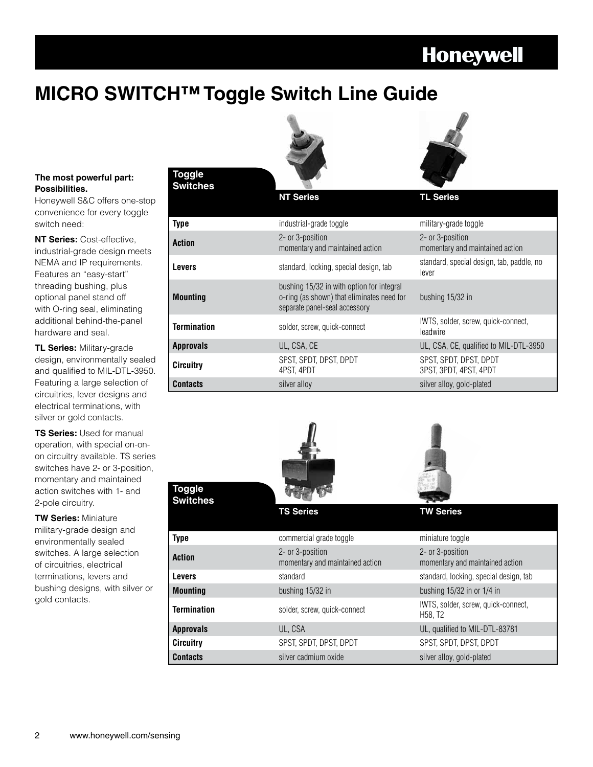# MICRO SWITCH™ Toggle Switch Line Guide

**The most powerful part: Possibilities.**
Honeywell S&C offers one-stop convenience for every toggle switch need:

**NT Series:** Cost-effective, industrial-grade design meets NEMA and IP requirements. Features an "easy-start" threading bushing, plus optional panel stand off with O-ring seal, eliminating additional behind-the-panel hardware and seal.

**TL Series:** Military-grade design, environmentally sealed and qualified to MIL-DTL-3950. Featuring a large selection of circuitries, lever designs and electrical terminations, with silver or gold contacts.

**TS Series:** Used for manual operation, with special on-on-on circuitry available. TS series switches have 2- or 3-position, momentary and maintained action switches with 1- and 2-pole circuitry.

**TW Series:** Miniature military-grade design and environmentally sealed switches. A large selection of circuitries, electrical terminations, levers and bushing designs, with silver or gold contacts.

| Toggle Switches | NT Series | TL Series |
|---|---|---|
| **Type** | industrial-grade toggle | military-grade toggle |
| **Action** | 2- or 3-position momentary and maintained action | 2- or 3-position momentary and maintained action |
| **Levers** | standard, locking, special design, tab | standard, special design, tab, paddle, no lever |
| **Mounting** | bushing 15/32 in with option for integral o-ring (as shown) that eliminates need for separate panel-seal accessory | bushing 15/32 in |
| **Termination** | solder, screw, quick-connect | IWTS, solder, screw, quick-connect, leadwire |
| **Approvals** | UL, CSA, CE | UL, CSA, CE, qualified to MIL-DTL-3950 |
| **Circuitry** | SPST, SPDT, DPST, DPDT 4PST, 4PDT | SPST, SPDT, DPST, DPDT 3PST, 3PDT, 4PST, 4PDT |
| **Contacts** | silver alloy | silver alloy, gold-plated |

| Toggle Switches | TS Series | TW Series |
|---|---|---|
| **Type** | commercial grade toggle | miniature toggle |
| **Action** | 2- or 3-position momentary and maintained action | 2- or 3-position momentary and maintained action |
| **Levers** | standard | standard, locking, special design, tab |
| **Mounting** | bushing 15/32 in | bushing 15/32 in or 1/4 in |
| **Termination** | solder, screw, quick-connect | IWTS, solder, screw, quick-connect, H58, T2 |
| **Approvals** | UL, CSA | UL, qualified to MIL-DTL-83781 |
| **Circuitry** | SPST, SPDT, DPST, DPDT | SPST, SPDT, DPST, DPDT |
| **Contacts** | silver cadmium oxide | silver alloy, gold-plated |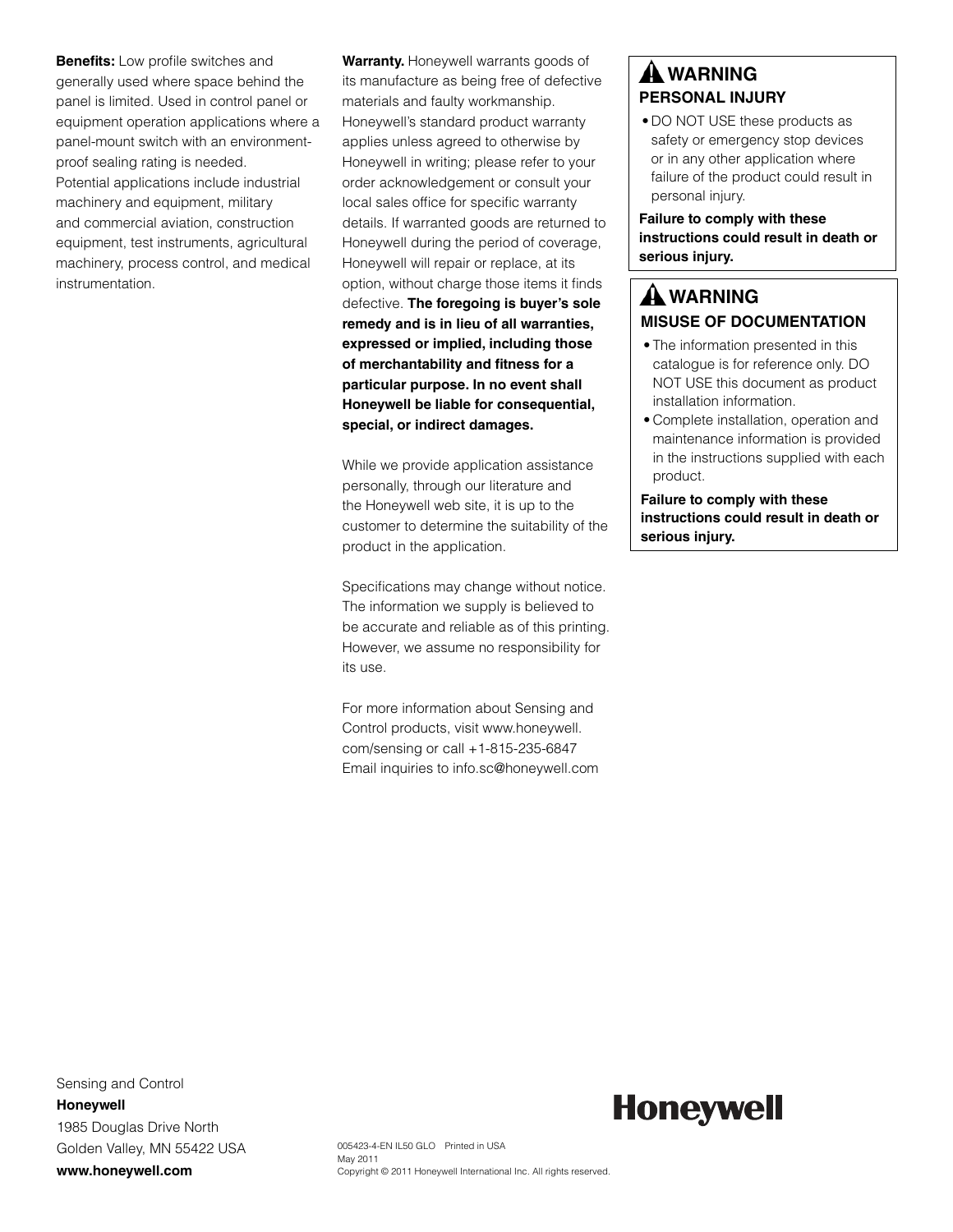**Benefits:** Low profile switches and generally used where space behind the panel is limited. Used in control panel or equipment operation applications where a panel-mount switch with an environment-proof sealing rating is needed. Potential applications include industrial machinery and equipment, military and commercial aviation, construction equipment, test instruments, agricultural machinery, process control, and medical instrumentation.

**Warranty.** Honeywell warrants goods of its manufacture as being free of defective materials and faulty workmanship. Honeywell's standard product warranty applies unless agreed to otherwise by Honeywell in writing; please refer to your order acknowledgement or consult your local sales office for specific warranty details. If warranted goods are returned to Honeywell during the period of coverage, Honeywell will repair or replace, at its option, without charge those items it finds defective. **The foregoing is buyer's sole remedy and is in lieu of all warranties, expressed or implied, including those of merchantability and fitness for a particular purpose. In no event shall Honeywell be liable for consequential, special, or indirect damages.**

While we provide application assistance personally, through our literature and the Honeywell web site, it is up to the customer to determine the suitability of the product in the application.

Specifications may change without notice. The information we supply is believed to be accurate and reliable as of this printing. However, we assume no responsibility for its use.

For more information about Sensing and Control products, visit www.honeywell.com/sensing or call +1-815-235-6847
Email inquiries to info.sc@honeywell.com

## ⚠ WARNING
### PERSONAL INJURY

- DO NOT USE these products as safety or emergency stop devices or in any other application where failure of the product could result in personal injury.

**Failure to comply with these instructions could result in death or serious injury.**

## ⚠ WARNING
### MISUSE OF DOCUMENTATION

- The information presented in this catalogue is for reference only. DO NOT USE this document as product installation information.
- Complete installation, operation and maintenance information is provided in the instructions supplied with each product.

**Failure to comply with these instructions could result in death or serious injury.**

Sensing and Control
**Honeywell**
1985 Douglas Drive North
Golden Valley, MN 55422 USA
**www.honeywell.com**

005423-4-EN IL50 GLO Printed in USA
May 2011
Copyright © 2011 Honeywell International Inc. All rights reserved.

**Honeywell**